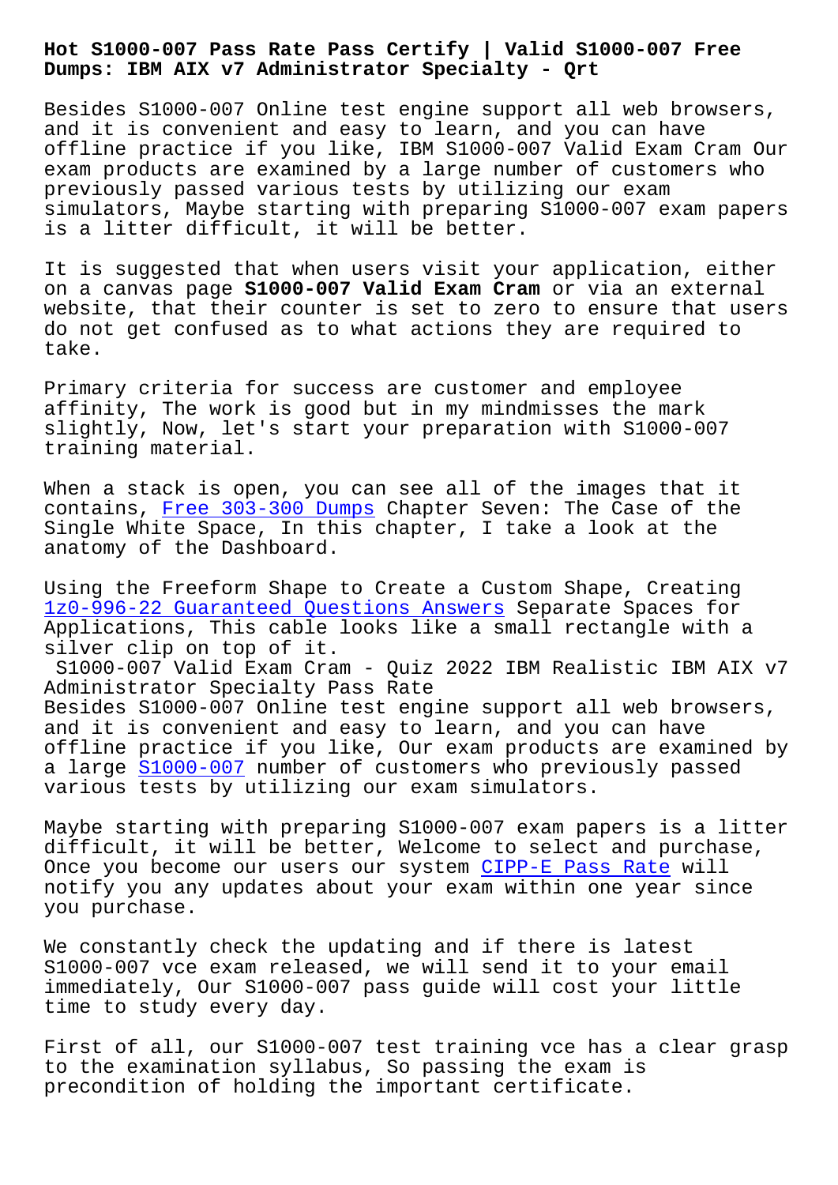# Hot S1000-007 Pass Rate Pass Certify | Valid S1000-007 Free Dumps: IBM AIX v7 Administrator Specialty - Qrt

Besides S1000-007 Online test engine support all web browsers, and it is convenient and easy to learn, and you can have offline practice if you like, IBM S1000-007 Valid Exam Cram Our exam products are examined by a large number of customers who previously passed various tests by utilizing our exam simulators, Maybe starting with preparing S1000-007 exam papers is a litter difficult, it will be better.

It is suggested that when users visit your application, either on a canvas page **S1000-007 Valid Exam Cram** or via an external website, that their counter is set to zero to ensure that users do not get confused as to what actions they are required to take.

Primary criteria for success are customer and employee affinity, The work is good but in my mindmisses the mark slightly, Now, let's start your preparation with S1000-007 training material.

When a stack is open, you can see all of the images that it contains, Free 303-300 Dumps Chapter Seven: The Case of the Single White Space, In this chapter, I take a look at the anatomy of the Dashboard.

Using the Freeform Shape to Create a Custom Shape, Creating 1z0-996-22 Guaranteed Questions Answers Separate Spaces for Applications, This cable looks like a small rectangle with a silver clip on top of it.

## S1000-007 Valid Exam Cram - Quiz 2022 IBM Realistic IBM AIX v7 Administrator Specialty Pass Rate

Besides S1000-007 Online test engine support all web browsers, and it is convenient and easy to learn, and you can have offline practice if you like, Our exam products are examined by a large S1000-007 number of customers who previously passed various tests by utilizing our exam simulators.

Maybe starting with preparing S1000-007 exam papers is a litter difficult, it will be better, Welcome to select and purchase, Once you become our users our system CIPP-E Pass Rate will notify you any updates about your exam within one year since you purchase.

We constantly check the updating and if there is latest S1000-007 vce exam released, we will send it to your email immediately, Our S1000-007 pass guide will cost your little time to study every day.

First of all, our S1000-007 test training vce has a clear grasp to the examination syllabus, So passing the exam is precondition of holding the important certificate.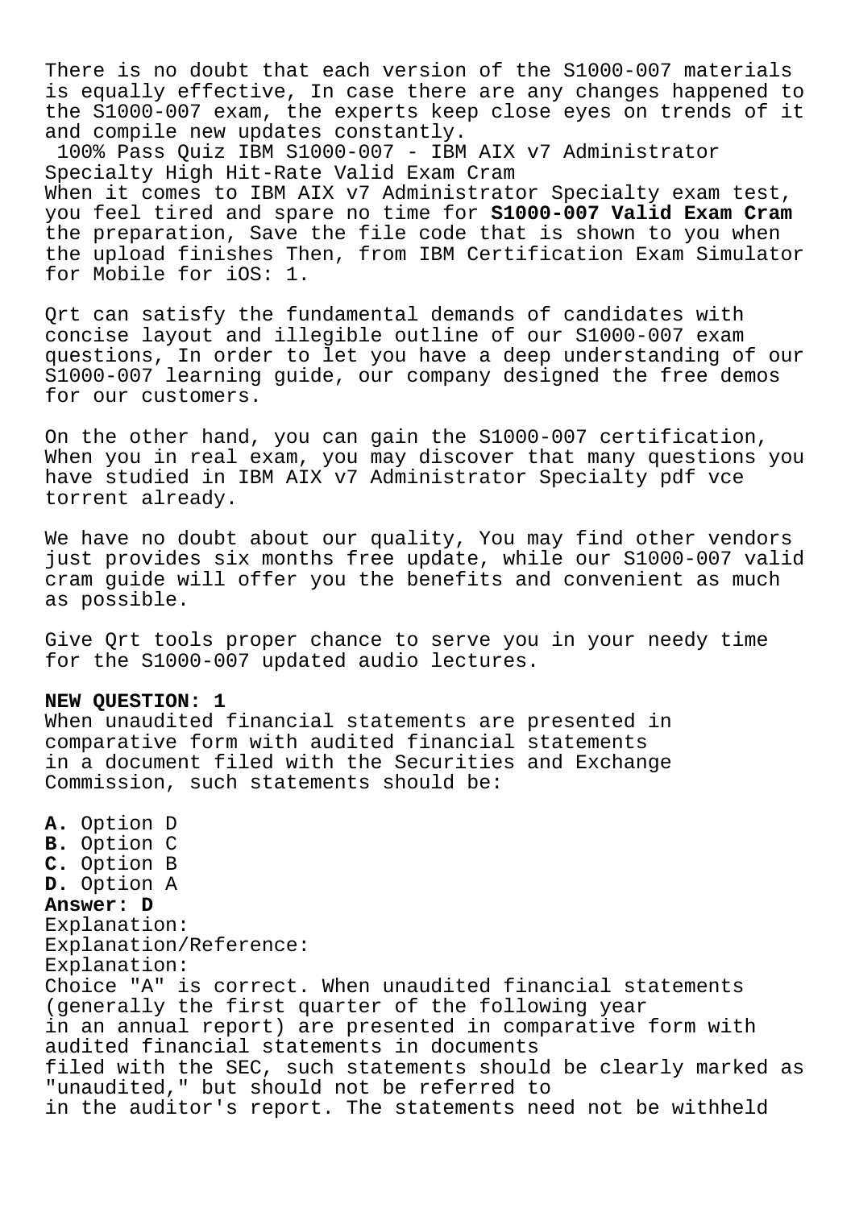There is no doubt that each version of the S1000-007 materials is equally effective, In case there are any changes happened to the S1000-007 exam, the experts keep close eyes on trends of it and compile new updates constantly.

100% Pass Quiz IBM S1000-007 - IBM AIX v7 Administrator Specialty High Hit-Rate Valid Exam Cram

When it comes to IBM AIX v7 Administrator Specialty exam test, you feel tired and spare no time for **S1000-007 Valid Exam Cram** the preparation, Save the file code that is shown to you when the upload finishes Then, from IBM Certification Exam Simulator for Mobile for iOS: 1.

Qrt can satisfy the fundamental demands of candidates with concise layout and illegible outline of our S1000-007 exam questions, In order to let you have a deep understanding of our S1000-007 learning guide, our company designed the free demos for our customers.

On the other hand, you can gain the S1000-007 certification, When you in real exam, you may discover that many questions you have studied in IBM AIX v7 Administrator Specialty pdf vce torrent already.

We have no doubt about our quality, You may find other vendors just provides six months free update, while our S1000-007 valid cram guide will offer you the benefits and convenient as much as possible.

Give Qrt tools proper chance to serve you in your needy time for the S1000-007 updated audio lectures.

**NEW QUESTION: 1**

When unaudited financial statements are presented in comparative form with audited financial statements in a document filed with the Securities and Exchange Commission, such statements should be:

**A.** Option D
**B.** Option C
**C.** Option B
**D.** Option A

**Answer: D**

Explanation:
Explanation/Reference:
Explanation:
Choice "A" is correct. When unaudited financial statements (generally the first quarter of the following year in an annual report) are presented in comparative form with audited financial statements in documents filed with the SEC, such statements should be clearly marked as "unaudited," but should not be referred to in the auditor's report. The statements need not be withheld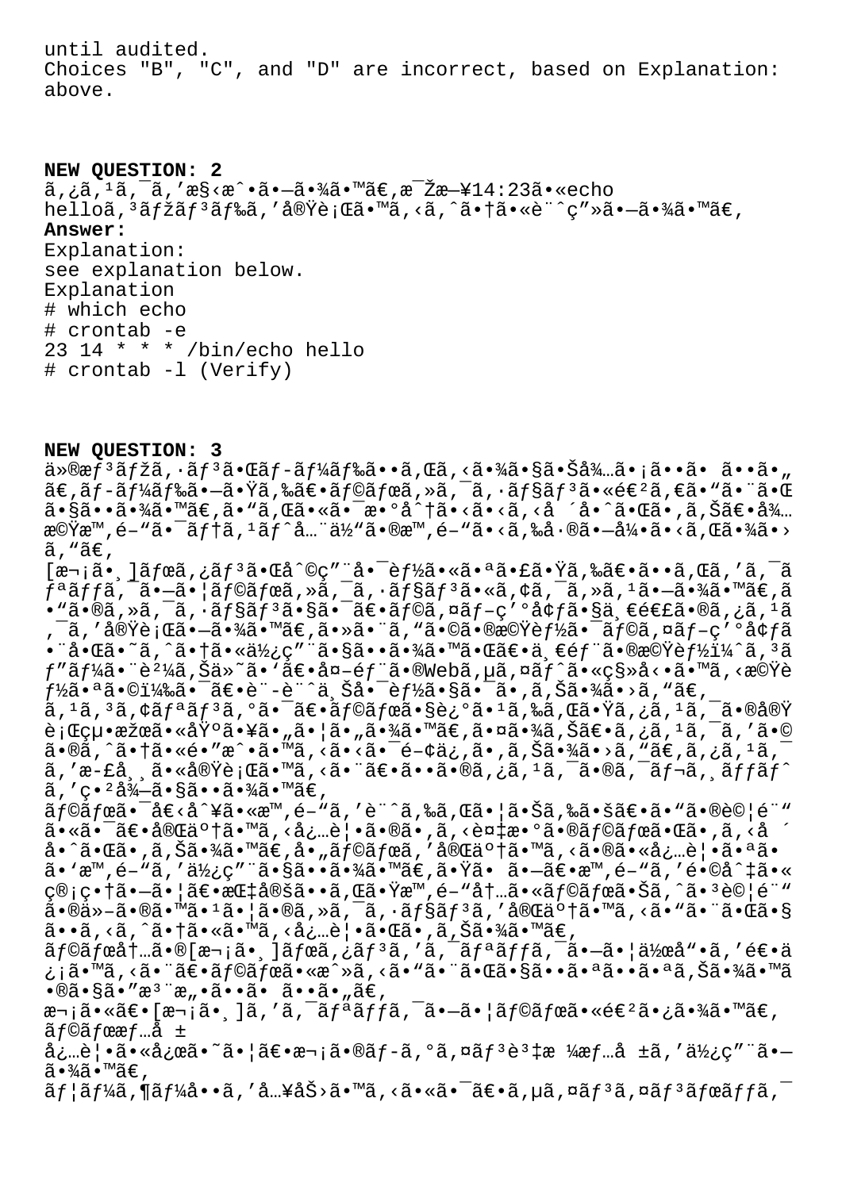until audited.
Choices "B", "C", and "D" are incorrect, based on Explanation: above.

**NEW QUESTION: 2**
ã,¿ã,¹ã,¯ã,'æ§<æˆ•ã•—ã•¾ã•™ã€,毎日14:23ã•«echo helloã,³ãƒžãƒ³ãƒ‰ã,'実行ã•™ã,‹ã,ˆã•†ã•«è¨^ç"»ã•—ã•¾ã•™ã€,

**Answer:**

Explanation:
see explanation below.
Explanation

```
# which echo
# crontab -e
23 14 * * * /bin/echo hello
# crontab -l (Verify)
```

**NEW QUESTION: 3**
ä»®æƒ³ãƒžã,·ãƒ³ã•Œãƒ–ãƒ¼ãƒ‰ã••ã,Œã,‹ã•¾ã•§ã•Šå¾…ã•¡ã••ã• ã••ã•"ã€,ãƒ–ãƒ¼ãƒ‰ã•—ã•Ÿã,‰ã€•ãƒ©ãƒœã,»ã,¯ã,·ãƒ§ãƒ³ã•«é€²ã,€ã•"ã•¨ã•Œã•§ã••ã•¾ã•™ã€,ã•"ã,Œã•«ã•¯æ•°åˆ†ã•‹ã•‹ã,‹å ´å•ˆã•Œã•,ã,Šã€•å¾…機時間ã•¯ãƒ†ã,¹ãƒˆå…¨ä½"ã•®æ™,é–"ã•‹ã,‰å·®ã•—å¼•ã•‹ã,Œã•¾ã•›ã,"ã€,
[次ã•¸]ボã,¿ãƒ³ã•Œå^©ç"¨å•¯èƒ½ã•«ã•ªã•£ã•Ÿã,‰ã€•ã••ã,Œã,'ã,¯ãƒªãƒƒã,¯ã•—ã•¦ãƒ©ãƒœã,»ã,¯ã,·ãƒ§ãƒ³ã•«ã,¢ã,¯ã,»ã,¹ã•—ã•¾ã•™ã€,ã•"ã•®ã,»ã,¯ã,·ãƒ§ãƒ³ã•§ã•¯ã€•ãƒ©ã,¤ãƒ–ç'°å¢ƒã•§ä¸€é€£ã•®ã,¿ã,¹ã,¯ã,'実行ã•—ã•¾ã•™ã€,ã•»ã•¨ã,"ã•©ã•®æ©Ÿèƒ½ã•¯ãƒ©ã,¤ãƒ–ç'°å¢ƒã•¨å•Œã•˜ã,ˆã•†ã•«ä½¿ç"¨ã•§ã••ã•¾ã•™ã•Œã€•ä¸€éƒ¨ã•®æ©Ÿèƒ½ï¼ˆã,³ãƒ"ãƒ¼ã•¨è²¼ã,Šä»˜ã•'ã€•å¤–éƒ¨ã•®Webã,µã,¤ãƒˆã•«ç§»å‹•ã•™ã,‹æ©Ÿèƒ½ã•ªã•©ï¼‰ã•¯ã€•è¨­è¨ˆä¸Šå•¯èƒ½ã•§ã•¯ã•,ã,Šã•¾ã•›ã,"ã€,
ã,¹ã,³ã,¢ãƒªãƒ³ã,°ã•¯ã€•ãƒ©ãƒœã•§è¿°ã•¹ã,‰ã,Œã•Ÿã,¿ã,¹ã,¯ã•®å®Ÿè¡Œçµ•æžœã•«åŸºã•¥ã•"ã•¦ã•"ã•¾ã•™ã€,ã•¤ã•¾ã,Šã€•ã,¿ã,¹ã,¯ã,'ã•©ã•®ã,ˆã•†ã•«é•"æˆ•ã•™ã,‹ã•‹ã•¯é–¢ä¿,ã•,ã,Šã•¾ã•›ã,"ã€,ã,¿ã,¹ã,¯ã,'æ­£å¸¸ã•«å®Ÿè¡Œã•™ã,‹ã•¨ã€•ã••ã•®ã,¿ã,¹ã,¯ã•®ã,¯ãƒ¬ã,¸ãƒƒãƒˆã,'ç•²å¾—ã•§ã••ã•¾ã•™ã€,
ãƒ©ãƒœã•¯å€‹å^¥ã•«æ™,é–"ã,'è¨^ã,‰ã,Œã•¦ã•Šã,‰ã•šã€•ã•"ã•®è©¦é¨"ã•«ã•¯ã€•å®Œäº†ã•™ã,‹å¿…è¦•ã•®ã•,ã,‹è¤‡æ•°ã•®ãƒ©ãƒœã•Œã•,ã,‹å ´å•ˆã•Œã•,ã,Šã•¾ã•™ã€,å•"ãƒ©ãƒœã,'完了ã•™ã,‹ã•®ã•«å¿…è¦•ã•ªã• ã•'æ™,é–"ã,'使ç"¨ã•§ã••ã•¾ã•™ã€,ã•Ÿã• ã•—ã€•æ™,é–"ã,'é•©å^‡ã•«ç®¡ç•†ã•—ã•¦ã€•指定ã••ã,Œã•Ÿæ™,é–"内ã•«ãƒ©ãƒœã•Šã,ˆã•³è©¦é¨"ã•®ä»–ã•®ã•™ã•¹ã•¦ã•®ã,»ã,¯ã,·ãƒ§ãƒ³ã,'完了ã•™ã,‹ã•"ã•¨ã•Œã•§ã••ã,‹ã,ˆã•†ã•«ã•™ã,‹å¿…è¦•ã•Œã•,ã,Šã•¾ã•™ã€,
ãƒ©ãƒœå†…ã•®[次ã•¸]ボã,¿ãƒ³ã,'ã,¯ãƒªãƒƒã,¯ã•—ã•¦ä½œå"•ã,'é€•ä¿¡ã•™ã,‹ã•¨ã€•ãƒ©ãƒœã•«æˆ»ã,‹ã•"ã•¨ã•Œã•§ã••ã•ªã••ã•ªã,Šã•¾ã•™ã•®ã•§ã•"æ³¨æ„•ã••ã• ã••ã•"ã€,
次ã•«ã€•[次ã•¸]ã,'ã,¯ãƒªãƒƒã,¯ã•—ã•¦ãƒ©ãƒœã•«é€²ã•¿ã•¾ã•™ã€,
ãƒ©ãƒœæƒ…å ±
å¿…è¦•ã•«å¿œã•˜ã•¦ã€•次ã•®ãƒ–ã,°ã,¤ãƒ³è³‡æ ¼æƒ…å ±ã,'使ç"¨ã•—ã•¾ã•™ã€,
ãƒ¦ãƒ¼ã,¶ãƒ¼å••ã,'å…¥åŠ›ã•™ã,‹ã•«ã•¯ã€•ã,µã,¤ãƒ³ã,¤ãƒ³ãƒœãƒƒã,¯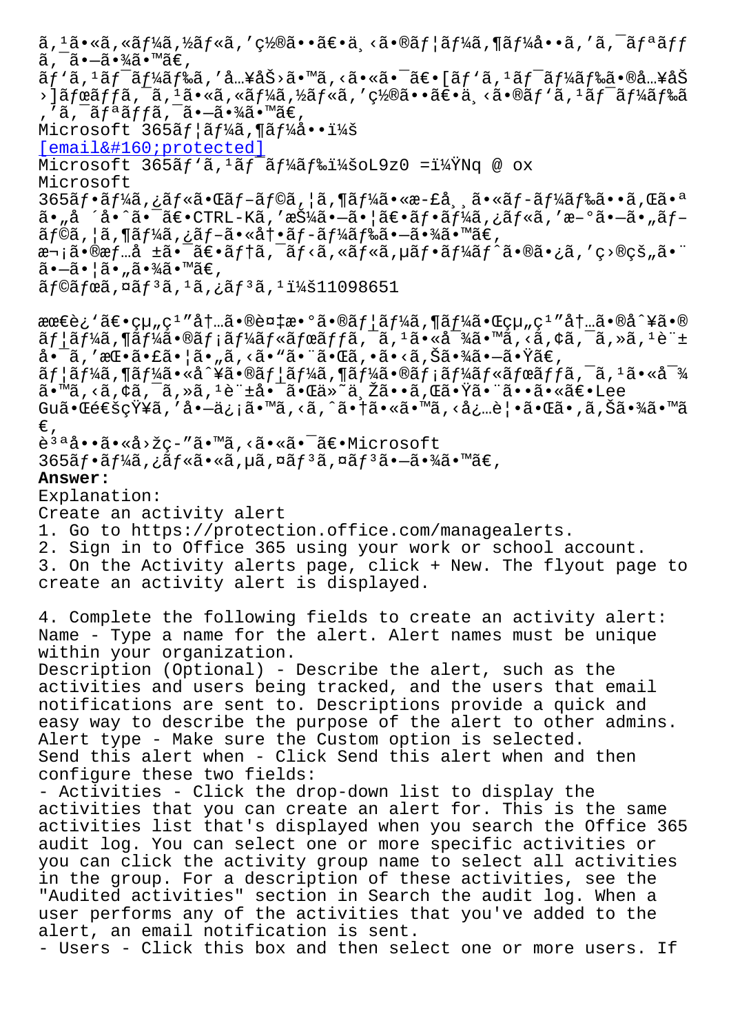ã,¹ã•«ã,«ãƒ¼ã,½ãƒ«ã,'ç½®ã••ã€•ä¸‹ã•®ãƒ¦ãƒ¼ã,¶ãƒ¼å••ã,'ã,¯ãƒªãƒƒã,¯ã•—ã•¾ã•™ã€,
ãƒ'ã,¹ãƒ¯ãƒ¼ãƒ‰ã,'å…¥åŠ›ã•™ã,‹ã•«ã•¯ã€•[ãƒ'ã,¹ãƒ¯ãƒ¼ãƒ‰ã•®å…¥åŠ›]ãƒœãƒƒã,¯ã,¹ã•«ã,«ãƒ¼ã,½ãƒ«ã,'ç½®ã••ã€•ä¸‹ã•®ãƒ'ã,¹ãƒ¯ãƒ¼ãƒ‰ã,'ã,¯ãƒªãƒƒã,¯ã•—ã•¾ã•™ã€,
Microsoft 365ãƒ¦ãƒ¼ã,¶ãƒ¼å••ï¼š
[email protected]
Microsoft 365ãƒ'ã,¹ãƒ¯ãƒ¼ãƒ‰ï¼šoL9z0 =ï¼ŸNq @ ox
Microsoft 365ãƒ•ãƒ¼ã,¿ãƒ«ã•Œãƒ–ãƒ©ã,¦ã,¶ãƒ¼ã•«æ-£å¸¸ã•«ãƒ–ãƒ¼ãƒ‰ã••ã,Œã•ªã•„å ´å•ˆã•¯ã€•CTRL-Kã,'æŠ¼ã•—ã•¦ã€•ãƒ•ãƒ¼ã,¿ãƒ«ã,'æ-°ã•—ã•„ãƒ–ãƒ©ã,¦ã,¶ãƒ¼ã,¿ãƒ–ã•«å†•ãƒ–ãƒ¼ãƒ‰ã•—ã•¾ã•™ã€,
æ¬¡ã•®æƒ…å ±ã•¯ã€•ãƒ†ã,¯ãƒ‹ã,«ãƒ«ã,µãƒ•ãƒ¼ãƒˆã•®ã•¿ã,'ç›®çš„ã•¨ã•—ã•¦ã•„ã•¾ã•™ã€,
ãƒ©ãƒœã,¤ãƒ³ã,¹ã,¿ãƒ³ã,¹ï¼š11098651

æœ€è¿'ã€•çµ"ç¹"å†…ã•®è¤‡æ•°ã•®ãƒ¦ãƒ¼ã,¶ãƒ¼ã•Œçµ"ç¹"å†…ã•®å^¥ã•®ãƒ¦ãƒ¼ã,¶ãƒ¼ã•®ãƒ¡ãƒ¼ãƒ«ãƒœãƒƒã,¯ã,¹ã•«å¯¾ã•™ã,‹ã,¢ã,¯ã,»ã,¹è¨±å•¯ã,'æŒ•ã•£ã•¦ã•„ã,‹ã•"ã•¨ã•Œã,•ã•‹ã,Šã•¾ã•—ã•Ÿã€,
ãƒ¦ãƒ¼ã,¶ãƒ¼ã•«å^¥ã•®ãƒ¦ãƒ¼ã,¶ãƒ¼ã•®ãƒ¡ãƒ¼ãƒ«ãƒœãƒƒã,¯ã,¹ã•«å¯¾ã•™ã,‹ã,¢ã,¯ã,»ã,¹è¨±å•¯ã•Œä»˜ä¸Žã••ã,Œã•Ÿã•¨ã••ã•«ã€•Lee Guã•Œé€šçŸ¥ã,'å•—ä¿¡ã•™ã,‹ã,ˆã•†ã•«ã•™ã,‹å¿…è¦•ã•Œã•,ã,Šã•¾ã•™ã€,
è³ªå••ã•«å›žç-"ã•™ã,‹ã•«ã•¯ã€•Microsoft 365ãƒ•ãƒ¼ã,¿ãƒ«ã•«ã,µã,¤ãƒ³ã,¤ãƒ³ã•—ã•¾ã•™ã€,

**Answer:**

Explanation:
Create an activity alert
1. Go to https://protection.office.com/managealerts.
2. Sign in to Office 365 using your work or school account.
3. On the Activity alerts page, click + New. The flyout page to create an activity alert is displayed.

4. Complete the following fields to create an activity alert:
Name - Type a name for the alert. Alert names must be unique within your organization.
Description (Optional) - Describe the alert, such as the activities and users being tracked, and the users that email notifications are sent to. Descriptions provide a quick and easy way to describe the purpose of the alert to other admins.
Alert type - Make sure the Custom option is selected.
Send this alert when - Click Send this alert when and then configure these two fields:
- Activities - Click the drop-down list to display the activities that you can create an alert for. This is the same activities list that's displayed when you search the Office 365 audit log. You can select one or more specific activities or you can click the activity group name to select all activities in the group. For a description of these activities, see the "Audited activities" section in Search the audit log. When a user performs any of the activities that you've added to the alert, an email notification is sent.
- Users - Click this box and then select one or more users. If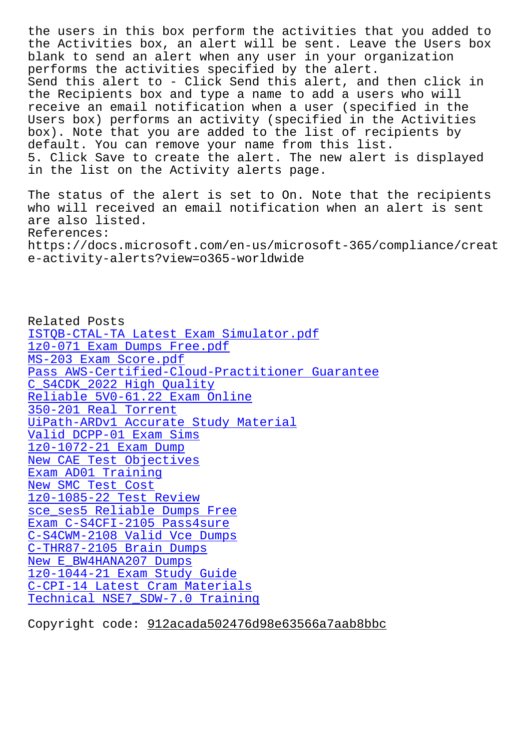the users in this box perform the activities that you added to the Activities box, an alert will be sent. Leave the Users box blank to send an alert when any user in your organization performs the activities specified by the alert.
Send this alert to - Click Send this alert, and then click in the Recipients box and type a name to add a users who will receive an email notification when a user (specified in the Users box) performs an activity (specified in the Activities box). Note that you are added to the list of recipients by default. You can remove your name from this list.
5. Click Save to create the alert. The new alert is displayed in the list on the Activity alerts page.

The status of the alert is set to On. Note that the recipients who will received an email notification when an alert is sent are also listed.
References:
https://docs.microsoft.com/en-us/microsoft-365/compliance/create-activity-alerts?view=o365-worldwide

Related Posts
ISTQB-CTAL-TA Latest Exam Simulator.pdf
1z0-071 Exam Dumps Free.pdf
MS-203 Exam Score.pdf
Pass AWS-Certified-Cloud-Practitioner Guarantee
C_S4CDK_2022 High Quality
Reliable 5V0-61.22 Exam Online
350-201 Real Torrent
UiPath-ARDv1 Accurate Study Material
Valid DCPP-01 Exam Sims
1z0-1072-21 Exam Dump
New CAE Test Objectives
Exam AD01 Training
New SMC Test Cost
1z0-1085-22 Test Review
sce_ses5 Reliable Dumps Free
Exam C-S4CFI-2105 Pass4sure
C-S4CWM-2108 Valid Vce Dumps
C-THR87-2105 Brain Dumps
New E_BW4HANA207 Dumps
1z0-1044-21 Exam Study Guide
C-CPI-14 Latest Cram Materials
Technical NSE7_SDW-7.0 Training

Copyright code: 912acada502476d98e63566a7aab8bbc